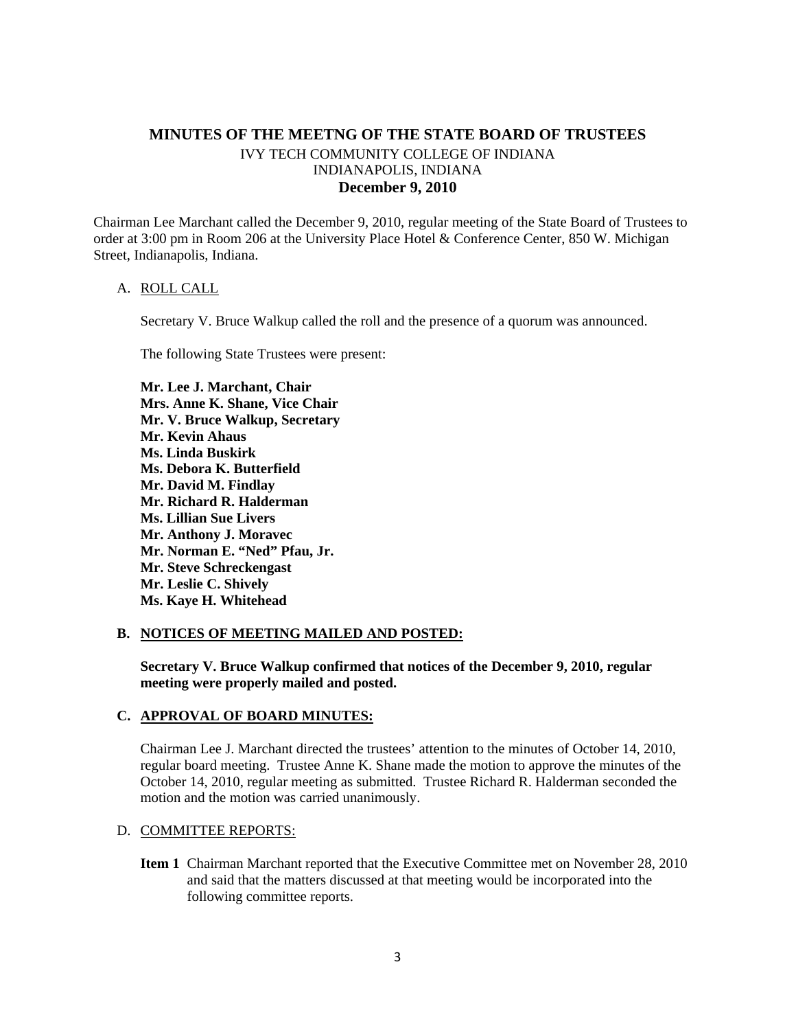# MINUTES OF THE MEETNG OF THE STATE BOARD OF TRUSTEES

IVY TECH COMMUNITY COLLEGE OF INDIANA
INDIANAPOLIS, INDIANA
**December 9, 2010**

Chairman Lee Marchant called the December 9, 2010, regular meeting of the State Board of Trustees to order at 3:00 pm in Room 206 at the University Place Hotel & Conference Center, 850 W. Michigan Street, Indianapolis, Indiana.

A. ROLL CALL

Secretary V. Bruce Walkup called the roll and the presence of a quorum was announced.

The following State Trustees were present:

**Mr. Lee J. Marchant, Chair**
**Mrs. Anne K. Shane, Vice Chair**
**Mr. V. Bruce Walkup, Secretary**
**Mr. Kevin Ahaus**
**Ms. Linda Buskirk**
**Ms. Debora K. Butterfield**
**Mr. David M. Findlay**
**Mr. Richard R. Halderman**
**Ms. Lillian Sue Livers**
**Mr. Anthony J. Moravec**
**Mr. Norman E. "Ned" Pfau, Jr.**
**Mr. Steve Schreckengast**
**Mr. Leslie C. Shively**
**Ms. Kaye H. Whitehead**

**B. NOTICES OF MEETING MAILED AND POSTED:**

**Secretary V. Bruce Walkup confirmed that notices of the December 9, 2010, regular meeting were properly mailed and posted.**

**C. APPROVAL OF BOARD MINUTES:**

Chairman Lee J. Marchant directed the trustees' attention to the minutes of October 14, 2010, regular board meeting. Trustee Anne K. Shane made the motion to approve the minutes of the October 14, 2010, regular meeting as submitted. Trustee Richard R. Halderman seconded the motion and the motion was carried unanimously.

D. COMMITTEE REPORTS:

**Item 1** Chairman Marchant reported that the Executive Committee met on November 28, 2010 and said that the matters discussed at that meeting would be incorporated into the following committee reports.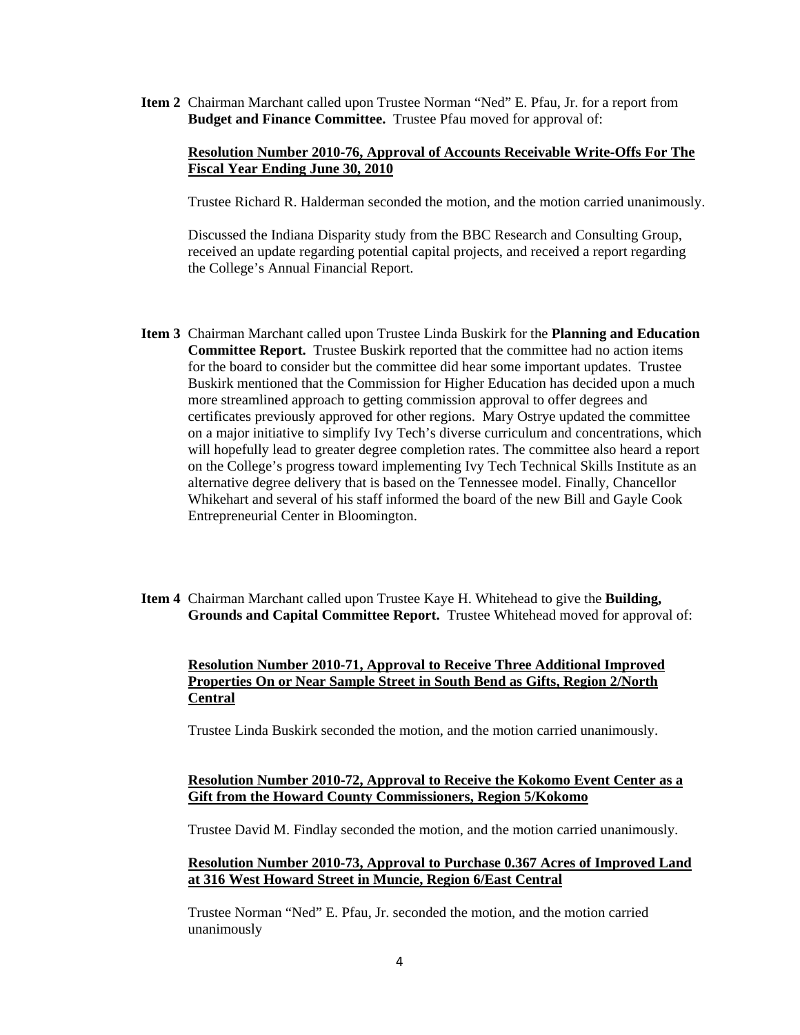**Item 2** Chairman Marchant called upon Trustee Norman "Ned" E. Pfau, Jr. for a report from **Budget and Finance Committee.** Trustee Pfau moved for approval of:

**Resolution Number 2010-76, Approval of Accounts Receivable Write-Offs For The Fiscal Year Ending June 30, 2010**

Trustee Richard R. Halderman seconded the motion, and the motion carried unanimously.

Discussed the Indiana Disparity study from the BBC Research and Consulting Group, received an update regarding potential capital projects, and received a report regarding the College's Annual Financial Report.

**Item 3** Chairman Marchant called upon Trustee Linda Buskirk for the **Planning and Education Committee Report.** Trustee Buskirk reported that the committee had no action items for the board to consider but the committee did hear some important updates. Trustee Buskirk mentioned that the Commission for Higher Education has decided upon a much more streamlined approach to getting commission approval to offer degrees and certificates previously approved for other regions. Mary Ostrye updated the committee on a major initiative to simplify Ivy Tech's diverse curriculum and concentrations, which will hopefully lead to greater degree completion rates. The committee also heard a report on the College's progress toward implementing Ivy Tech Technical Skills Institute as an alternative degree delivery that is based on the Tennessee model. Finally, Chancellor Whikehart and several of his staff informed the board of the new Bill and Gayle Cook Entrepreneurial Center in Bloomington.

**Item 4** Chairman Marchant called upon Trustee Kaye H. Whitehead to give the **Building, Grounds and Capital Committee Report.** Trustee Whitehead moved for approval of:

**Resolution Number 2010-71, Approval to Receive Three Additional Improved Properties On or Near Sample Street in South Bend as Gifts, Region 2/North Central**

Trustee Linda Buskirk seconded the motion, and the motion carried unanimously.

**Resolution Number 2010-72, Approval to Receive the Kokomo Event Center as a Gift from the Howard County Commissioners, Region 5/Kokomo**

Trustee David M. Findlay seconded the motion, and the motion carried unanimously.

**Resolution Number 2010-73, Approval to Purchase 0.367 Acres of Improved Land at 316 West Howard Street in Muncie, Region 6/East Central**

Trustee Norman "Ned" E. Pfau, Jr. seconded the motion, and the motion carried unanimously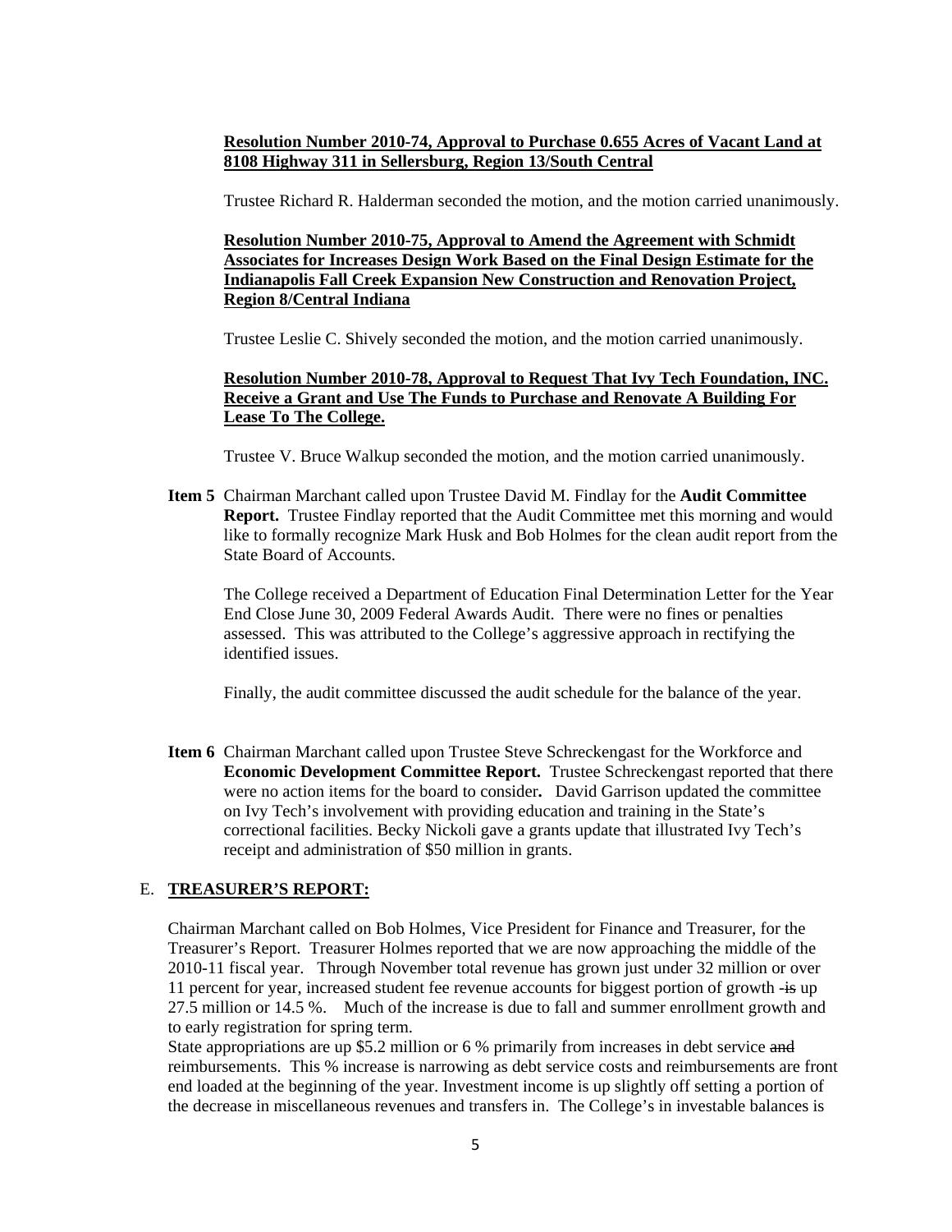**Resolution Number 2010-74, Approval to Purchase 0.655 Acres of Vacant Land at 8108 Highway 311 in Sellersburg, Region 13/South Central**

Trustee Richard R. Halderman seconded the motion, and the motion carried unanimously.

**Resolution Number 2010-75, Approval to Amend the Agreement with Schmidt Associates for Increases Design Work Based on the Final Design Estimate for the Indianapolis Fall Creek Expansion New Construction and Renovation Project, Region 8/Central Indiana**

Trustee Leslie C. Shively seconded the motion, and the motion carried unanimously.

**Resolution Number 2010-78, Approval to Request That Ivy Tech Foundation, INC. Receive a Grant and Use The Funds to Purchase and Renovate A Building For Lease To The College.**

Trustee V. Bruce Walkup seconded the motion, and the motion carried unanimously.

**Item 5** Chairman Marchant called upon Trustee David M. Findlay for the **Audit Committee Report.** Trustee Findlay reported that the Audit Committee met this morning and would like to formally recognize Mark Husk and Bob Holmes for the clean audit report from the State Board of Accounts.

The College received a Department of Education Final Determination Letter for the Year End Close June 30, 2009 Federal Awards Audit. There were no fines or penalties assessed. This was attributed to the College's aggressive approach in rectifying the identified issues.

Finally, the audit committee discussed the audit schedule for the balance of the year.

**Item 6** Chairman Marchant called upon Trustee Steve Schreckengast for the Workforce and **Economic Development Committee Report.** Trustee Schreckengast reported that there were no action items for the board to consider**.** David Garrison updated the committee on Ivy Tech's involvement with providing education and training in the State's correctional facilities. Becky Nickoli gave a grants update that illustrated Ivy Tech's receipt and administration of $50 million in grants.

## E. TREASURER'S REPORT:

Chairman Marchant called on Bob Holmes, Vice President for Finance and Treasurer, for the Treasurer's Report. Treasurer Holmes reported that we are now approaching the middle of the 2010-11 fiscal year. Through November total revenue has grown just under 32 million or over 11 percent for year, increased student fee revenue accounts for biggest portion of growth ~~-is~~ up 27.5 million or 14.5 %. Much of the increase is due to fall and summer enrollment growth and to early registration for spring term.

State appropriations are up $5.2 million or 6 % primarily from increases in debt service ~~and~~ reimbursements. This % increase is narrowing as debt service costs and reimbursements are front end loaded at the beginning of the year. Investment income is up slightly off setting a portion of the decrease in miscellaneous revenues and transfers in. The College's in investable balances is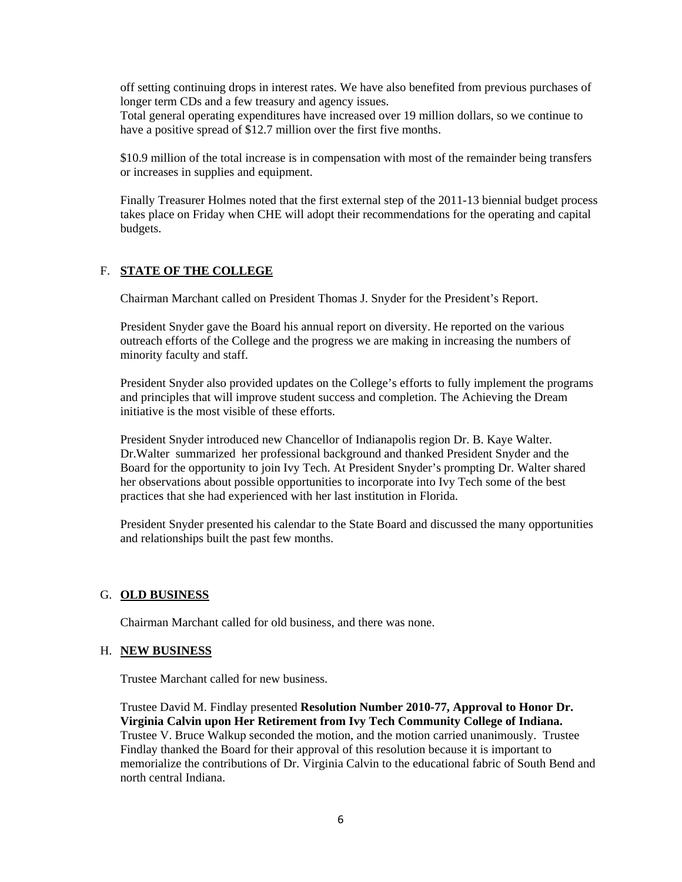off setting continuing drops in interest rates. We have also benefited from previous purchases of longer term CDs and a few treasury and agency issues.
Total general operating expenditures have increased over 19 million dollars, so we continue to have a positive spread of $12.7 million over the first five months.

$10.9 million of the total increase is in compensation with most of the remainder being transfers or increases in supplies and equipment.

Finally Treasurer Holmes noted that the first external step of the 2011-13 biennial budget process takes place on Friday when CHE will adopt their recommendations for the operating and capital budgets.

## F. **STATE OF THE COLLEGE**

Chairman Marchant called on President Thomas J. Snyder for the President's Report.

President Snyder gave the Board his annual report on diversity. He reported on the various outreach efforts of the College and the progress we are making in increasing the numbers of minority faculty and staff.

President Snyder also provided updates on the College's efforts to fully implement the programs and principles that will improve student success and completion. The Achieving the Dream initiative is the most visible of these efforts.

President Snyder introduced new Chancellor of Indianapolis region Dr. B. Kaye Walter. Dr.Walter summarized her professional background and thanked President Snyder and the Board for the opportunity to join Ivy Tech. At President Snyder's prompting Dr. Walter shared her observations about possible opportunities to incorporate into Ivy Tech some of the best practices that she had experienced with her last institution in Florida.

President Snyder presented his calendar to the State Board and discussed the many opportunities and relationships built the past few months.

## G. **OLD BUSINESS**

Chairman Marchant called for old business, and there was none.

## H. **NEW BUSINESS**

Trustee Marchant called for new business.

Trustee David M. Findlay presented **Resolution Number 2010-77, Approval to Honor Dr. Virginia Calvin upon Her Retirement from Ivy Tech Community College of Indiana.** Trustee V. Bruce Walkup seconded the motion, and the motion carried unanimously. Trustee Findlay thanked the Board for their approval of this resolution because it is important to memorialize the contributions of Dr. Virginia Calvin to the educational fabric of South Bend and north central Indiana.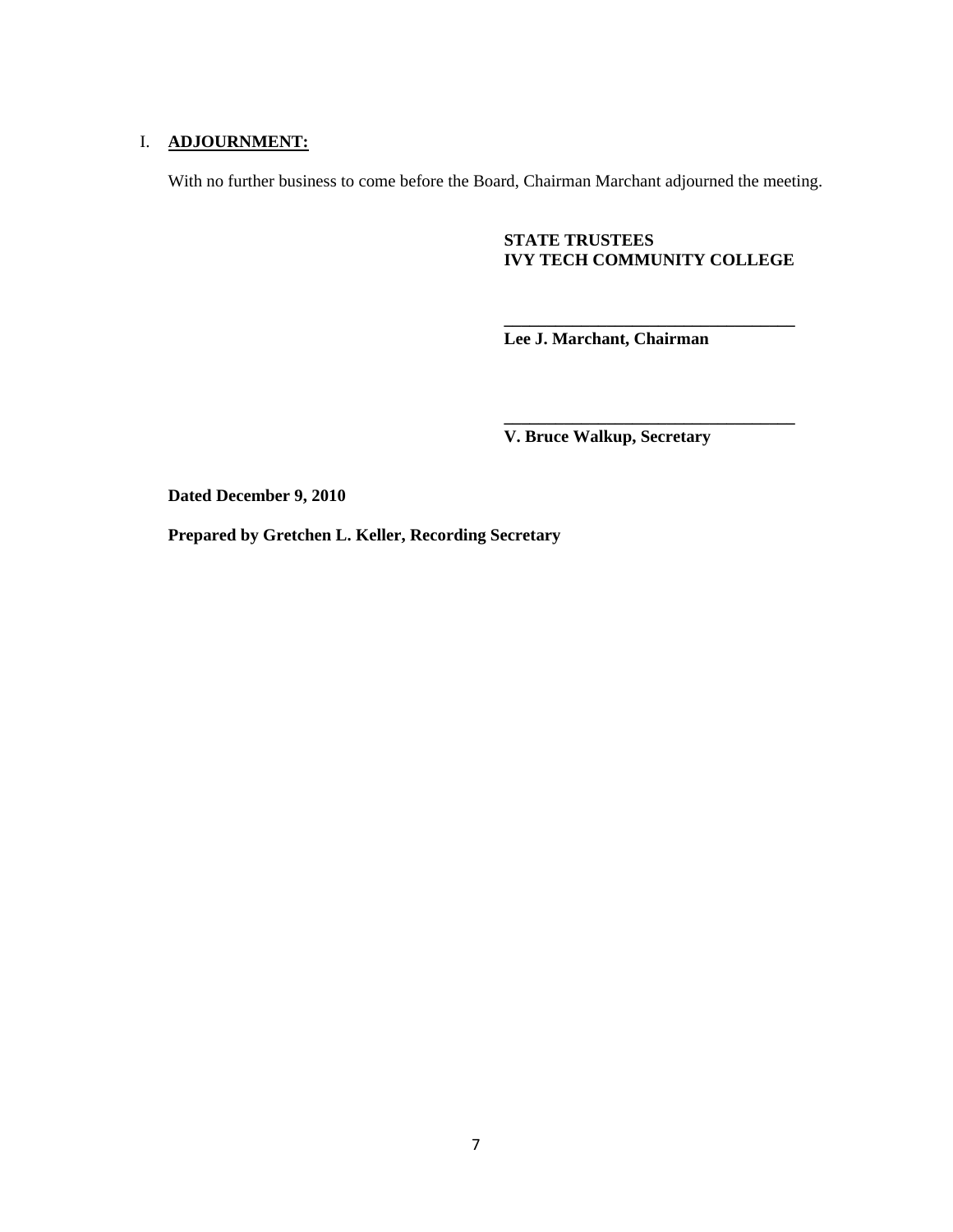I. **ADJOURNMENT:**

With no further business to come before the Board, Chairman Marchant adjourned the meeting.

**STATE TRUSTEES**
**IVY TECH COMMUNITY COLLEGE**

**\_\_\_\_\_\_\_\_\_\_\_\_\_\_\_\_\_\_\_\_\_\_\_\_\_\_\_\_\_\_\_\_\_\_\_\_**
**Lee J. Marchant, Chairman**

**\_\_\_\_\_\_\_\_\_\_\_\_\_\_\_\_\_\_\_\_\_\_\_\_\_\_\_\_\_\_\_\_\_\_\_\_**
**V. Bruce Walkup, Secretary**

**Dated December 9, 2010**

**Prepared by Gretchen L. Keller, Recording Secretary**